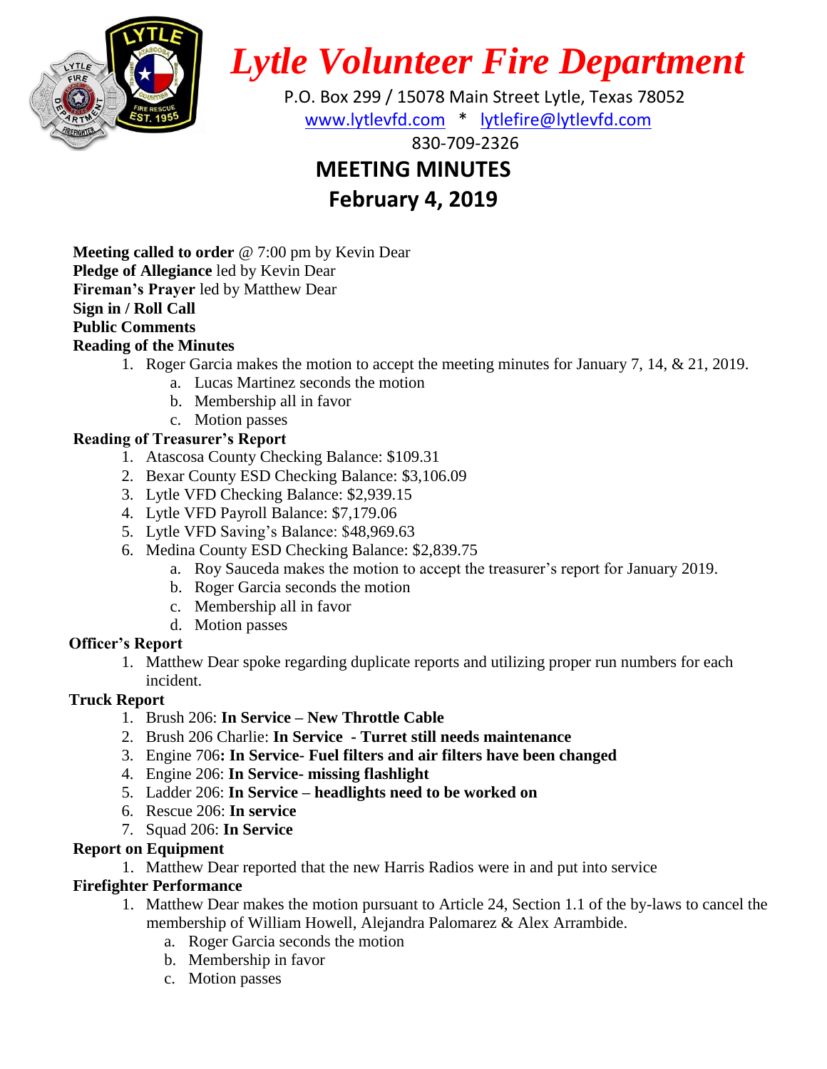# *Lytle Volunteer Fire Department*

P.O. Box 299 / 15078 Main Street Lytle, Texas 78052

www.lytlevfd.com * lytlefire@lytlevfd.com

830-709-2326

## MEETING MINUTES

## February 4, 2019

**Meeting called to order** @ 7:00 pm by Kevin Dear
**Pledge of Allegiance** led by Kevin Dear
**Fireman's Prayer** led by Matthew Dear
**Sign in / Roll Call**
**Public Comments**
**Reading of the Minutes**

1. Roger Garcia makes the motion to accept the meeting minutes for January 7, 14, & 21, 2019.
    a. Lucas Martinez seconds the motion
    b. Membership all in favor
    c. Motion passes

**Reading of Treasurer's Report**

1. Atascosa County Checking Balance: $109.31
2. Bexar County ESD Checking Balance: $3,106.09
3. Lytle VFD Checking Balance: $2,939.15
4. Lytle VFD Payroll Balance: $7,179.06
5. Lytle VFD Saving's Balance: $48,969.63
6. Medina County ESD Checking Balance: $2,839.75
    a. Roy Sauceda makes the motion to accept the treasurer's report for January 2019.
    b. Roger Garcia seconds the motion
    c. Membership all in favor
    d. Motion passes

**Officer's Report**

1. Matthew Dear spoke regarding duplicate reports and utilizing proper run numbers for each incident.

**Truck Report**

1. Brush 206: **In Service – New Throttle Cable**
2. Brush 206 Charlie: **In Service - Turret still needs maintenance**
3. Engine 706**: In Service- Fuel filters and air filters have been changed**
4. Engine 206: **In Service- missing flashlight**
5. Ladder 206: **In Service – headlights need to be worked on**
6. Rescue 206: **In service**
7. Squad 206: **In Service**

**Report on Equipment**

1. Matthew Dear reported that the new Harris Radios were in and put into service

**Firefighter Performance**

1. Matthew Dear makes the motion pursuant to Article 24, Section 1.1 of the by-laws to cancel the membership of William Howell, Alejandra Palomarez & Alex Arrambide.
    a. Roger Garcia seconds the motion
    b. Membership in favor
    c. Motion passes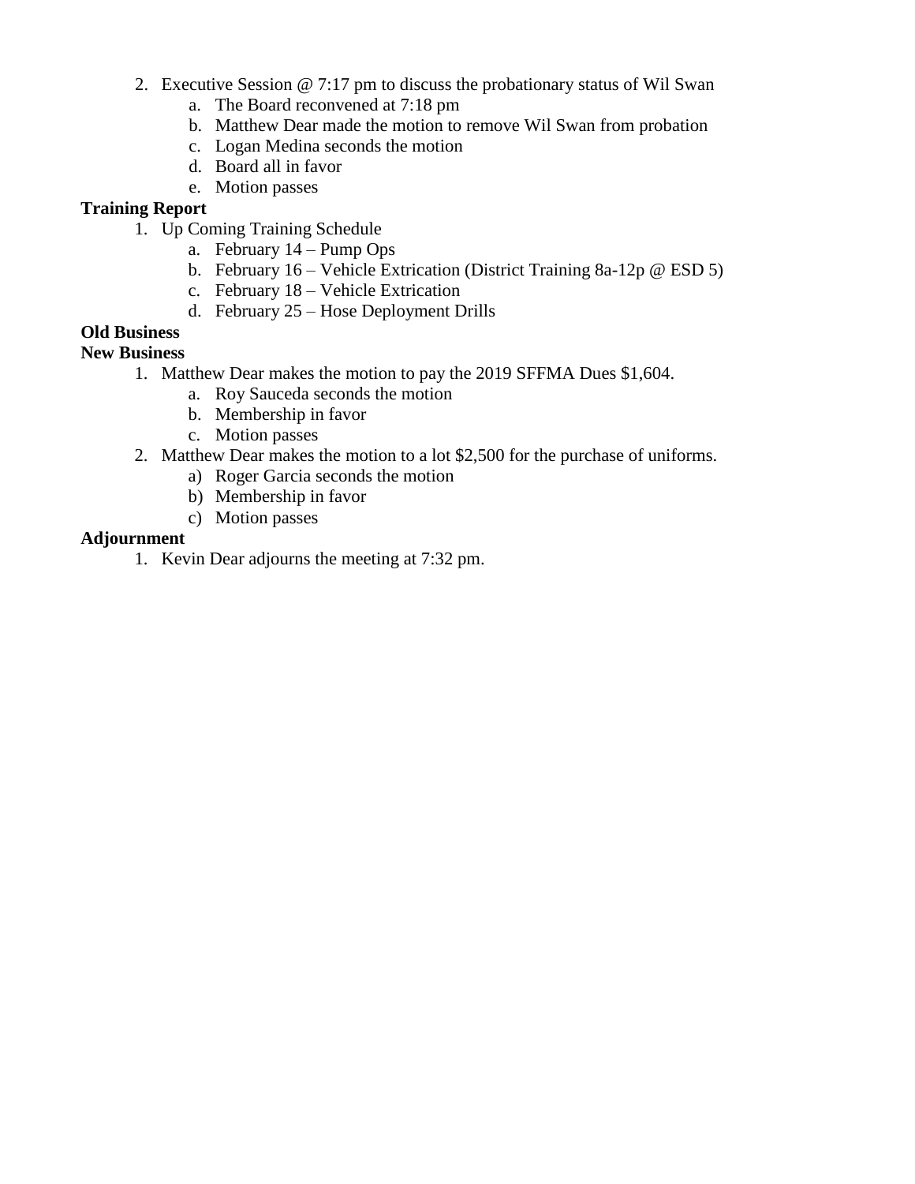2. Executive Session @ 7:17 pm to discuss the probationary status of Wil Swan
    a. The Board reconvened at 7:18 pm
    b. Matthew Dear made the motion to remove Wil Swan from probation
    c. Logan Medina seconds the motion
    d. Board all in favor
    e. Motion passes

**Training Report**

1. Up Coming Training Schedule
    a. February 14 – Pump Ops
    b. February 16 – Vehicle Extrication (District Training 8a-12p @ ESD 5)
    c. February 18 – Vehicle Extrication
    d. February 25 – Hose Deployment Drills

**Old Business**

**New Business**

1. Matthew Dear makes the motion to pay the 2019 SFFMA Dues $1,604.
    a. Roy Sauceda seconds the motion
    b. Membership in favor
    c. Motion passes
2. Matthew Dear makes the motion to a lot $2,500 for the purchase of uniforms.
    a) Roger Garcia seconds the motion
    b) Membership in favor
    c) Motion passes

**Adjournment**

1. Kevin Dear adjourns the meeting at 7:32 pm.